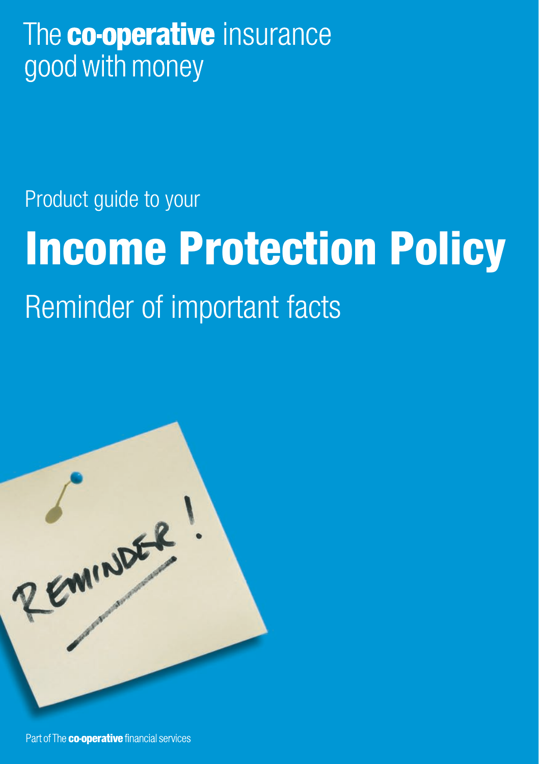The **co-operative** insurance
good with money

Product guide to your

# Income Protection Policy

## Reminder of important facts

Part of The **co-operative** financial services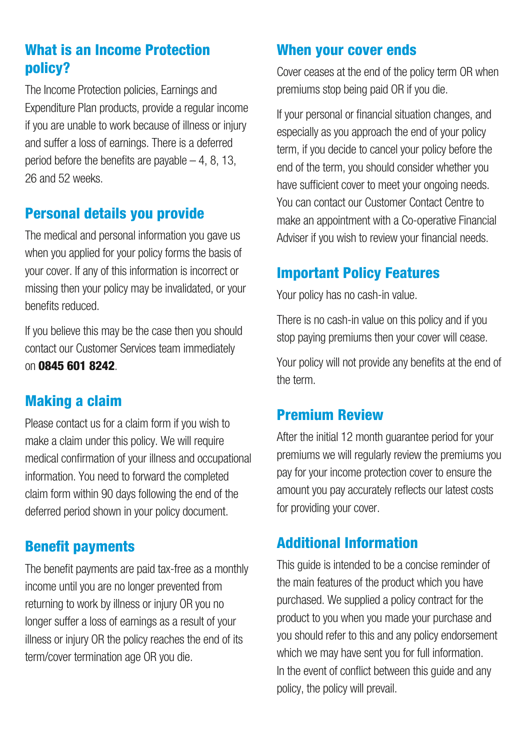## What is an Income Protection policy?

The Income Protection policies, Earnings and Expenditure Plan products, provide a regular income if you are unable to work because of illness or injury and suffer a loss of earnings. There is a deferred period before the benefits are payable – 4, 8, 13, 26 and 52 weeks.

## Personal details you provide

The medical and personal information you gave us when you applied for your policy forms the basis of your cover. If any of this information is incorrect or missing then your policy may be invalidated, or your benefits reduced.

If you believe this may be the case then you should contact our Customer Services team immediately on **0845 601 8242**.

## Making a claim

Please contact us for a claim form if you wish to make a claim under this policy. We will require medical confirmation of your illness and occupational information. You need to forward the completed claim form within 90 days following the end of the deferred period shown in your policy document.

## Benefit payments

The benefit payments are paid tax-free as a monthly income until you are no longer prevented from returning to work by illness or injury OR you no longer suffer a loss of earnings as a result of your illness or injury OR the policy reaches the end of its term/cover termination age OR you die.

## When your cover ends

Cover ceases at the end of the policy term OR when premiums stop being paid OR if you die.

If your personal or financial situation changes, and especially as you approach the end of your policy term, if you decide to cancel your policy before the end of the term, you should consider whether you have sufficient cover to meet your ongoing needs. You can contact our Customer Contact Centre to make an appointment with a Co-operative Financial Adviser if you wish to review your financial needs.

## Important Policy Features

Your policy has no cash-in value.

There is no cash-in value on this policy and if you stop paying premiums then your cover will cease.

Your policy will not provide any benefits at the end of the term.

## Premium Review

After the initial 12 month guarantee period for your premiums we will regularly review the premiums you pay for your income protection cover to ensure the amount you pay accurately reflects our latest costs for providing your cover.

## Additional Information

This guide is intended to be a concise reminder of the main features of the product which you have purchased. We supplied a policy contract for the product to you when you made your purchase and you should refer to this and any policy endorsement which we may have sent you for full information. In the event of conflict between this guide and any policy, the policy will prevail.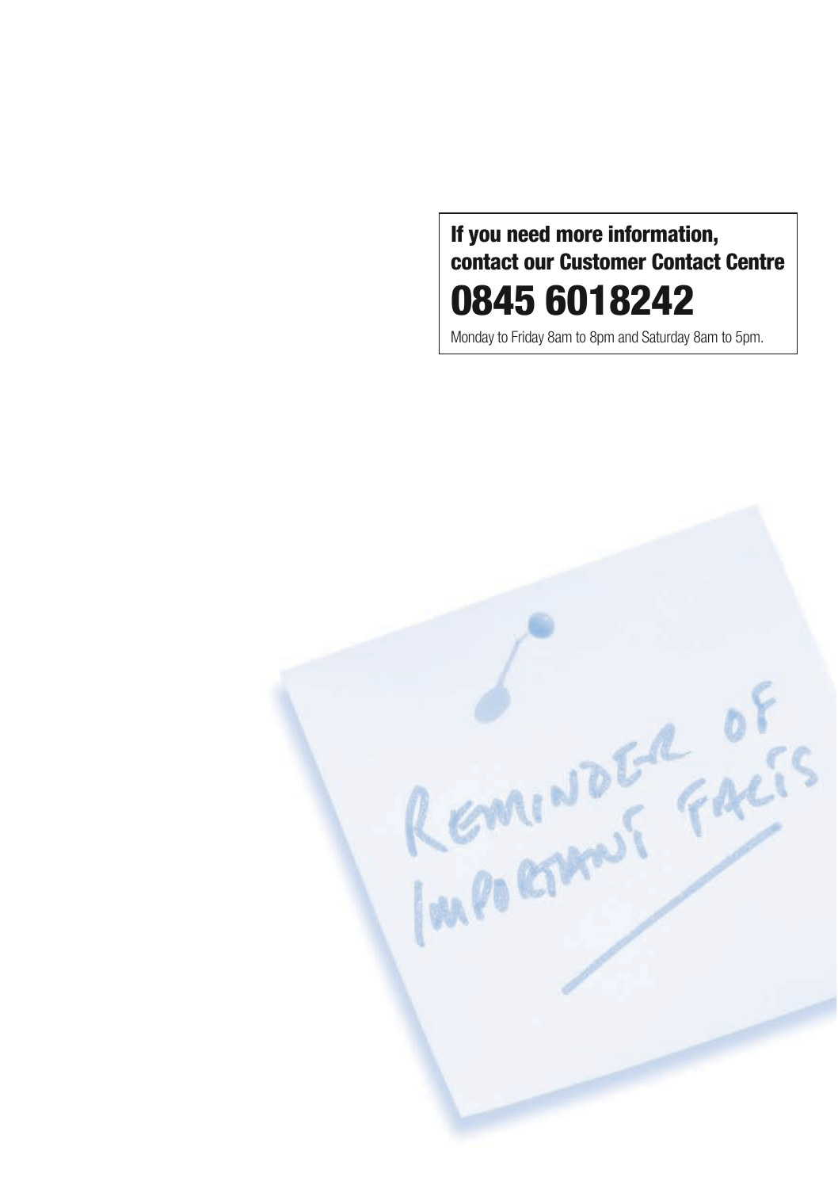**If you need more information, contact our Customer Contact Centre**

# 0845 6018242

Monday to Friday 8am to 8pm and Saturday 8am to 5pm.

REMINDER OF IMPORTANT FACTS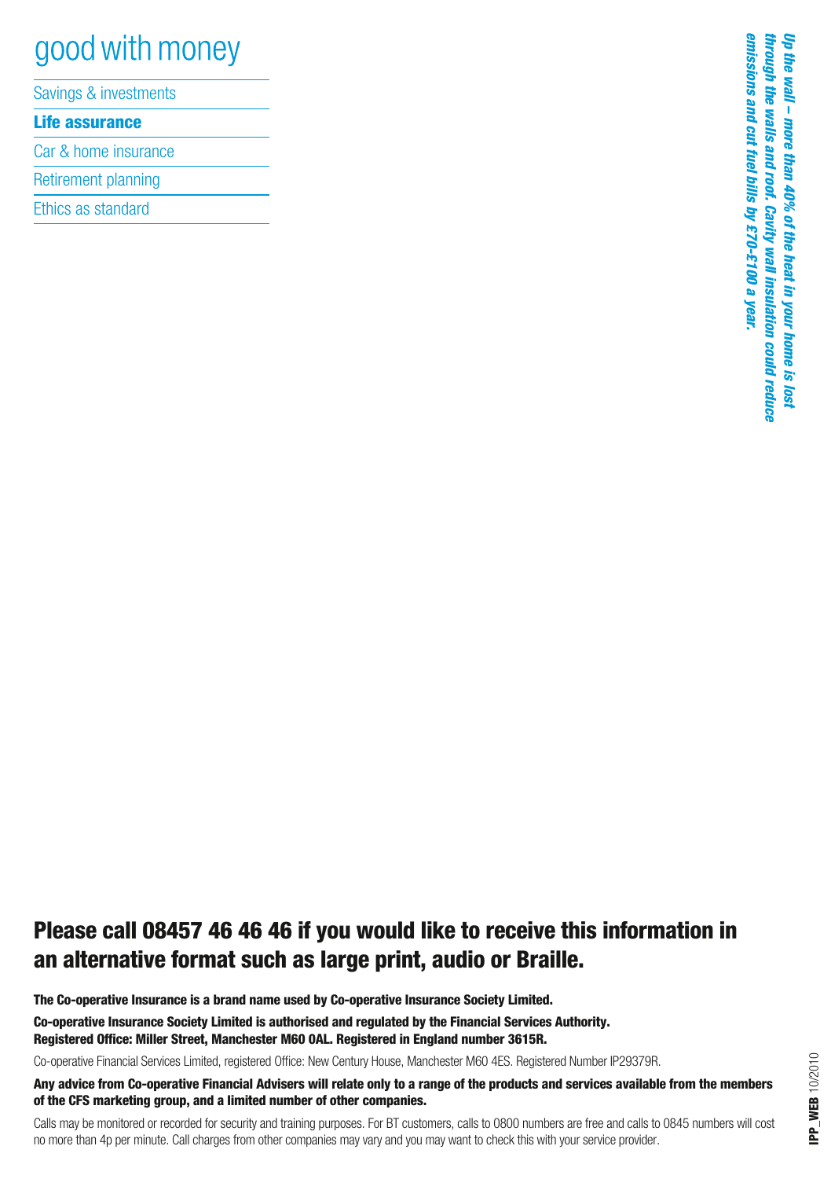# good with money

- Savings & investments
- **Life assurance**
- Car & home insurance
- Retirement planning
- Ethics as standard

***Up the wall – more than 40% of the heat in your home is lost through the walls and roof. Cavity wall insulation could reduce emissions and cut fuel bills by £70-£100 a year.***

## Please call 08457 46 46 46 if you would like to receive this information in an alternative format such as large print, audio or Braille.

**The Co-operative Insurance is a brand name used by Co-operative Insurance Society Limited.**

**Co-operative Insurance Society Limited is authorised and regulated by the Financial Services Authority. Registered Office: Miller Street, Manchester M60 0AL. Registered in England number 3615R.**

Co-operative Financial Services Limited, registered Office: New Century House, Manchester M60 4ES. Registered Number IP29379R.

**Any advice from Co-operative Financial Advisers will relate only to a range of the products and services available from the members of the CFS marketing group, and a limited number of other companies.**

Calls may be monitored or recorded for security and training purposes. For BT customers, calls to 0800 numbers are free and calls to 0845 numbers will cost no more than 4p per minute. Call charges from other companies may vary and you may want to check this with your service provider.

**IPP_WEB** 10/2010